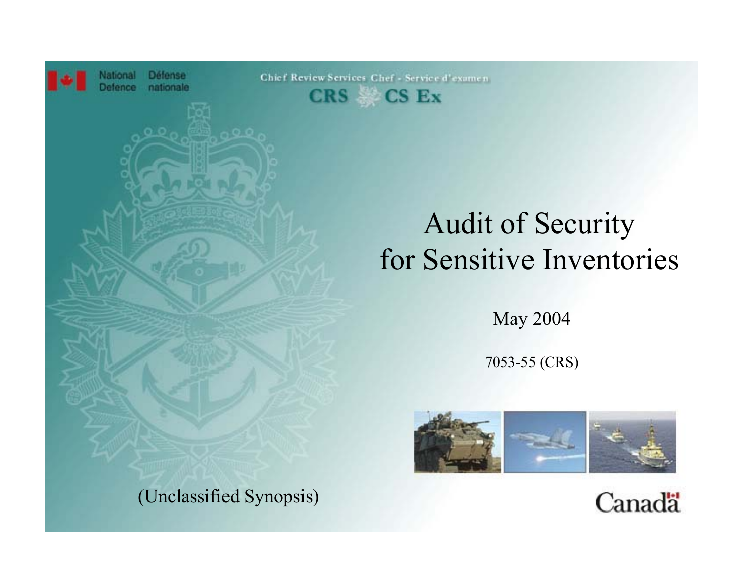National Defence / Défense nationale

Chief Review Services / Chef - Service d'examen

CRS / CS Ex

# Audit of Security for Sensitive Inventories

May 2004

7053-55 (CRS)

(Unclassified Synopsis)

Canada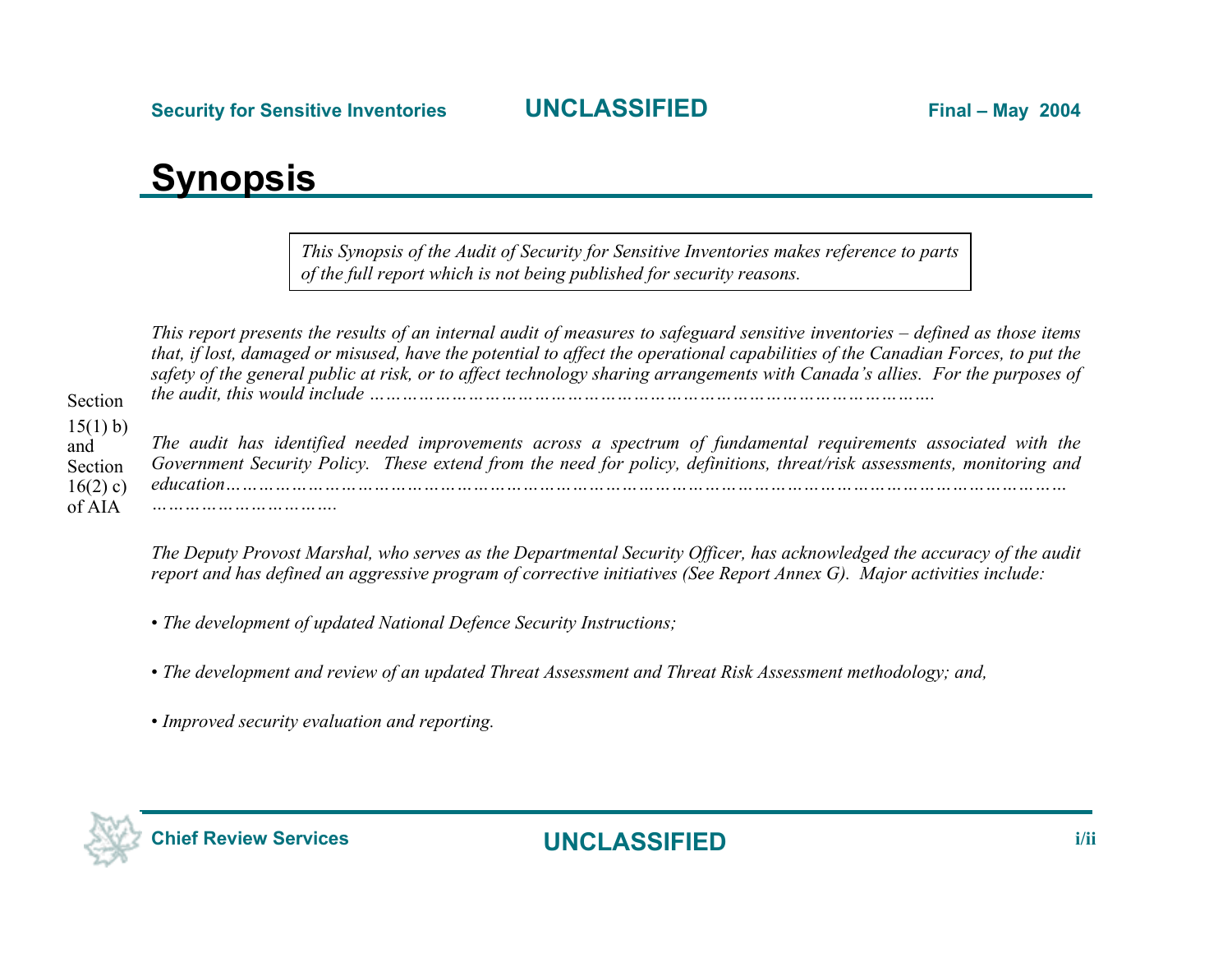# Synopsis

*This Synopsis of the Audit of Security for Sensitive Inventories makes reference to parts of the full report which is not being published for security reasons.*

*This report presents the results of an internal audit of measures to safeguard sensitive inventories – defined as those items that, if lost, damaged or misused, have the potential to affect the operational capabilities of the Canadian Forces, to put the safety of the general public at risk, or to affect technology sharing arrangements with Canada's allies. For the purposes of the audit, this would include …………………………………………………………………………………….*

Section 15(1) b) and Section 16(2) c) of AIA

*The audit has identified needed improvements across a spectrum of fundamental requirements associated with the Government Security Policy. These extend from the need for policy, definitions, threat/risk assessments, monitoring and education……………………………………………………………………………………………………………………… ………………………….*

*The Deputy Provost Marshal, who serves as the Departmental Security Officer, has acknowledged the accuracy of the audit report and has defined an aggressive program of corrective initiatives (See Report Annex G). Major activities include:*

- *The development of updated National Defence Security Instructions;*
- *The development and review of an updated Threat Assessment and Threat Risk Assessment methodology; and,*
- *Improved security evaluation and reporting.*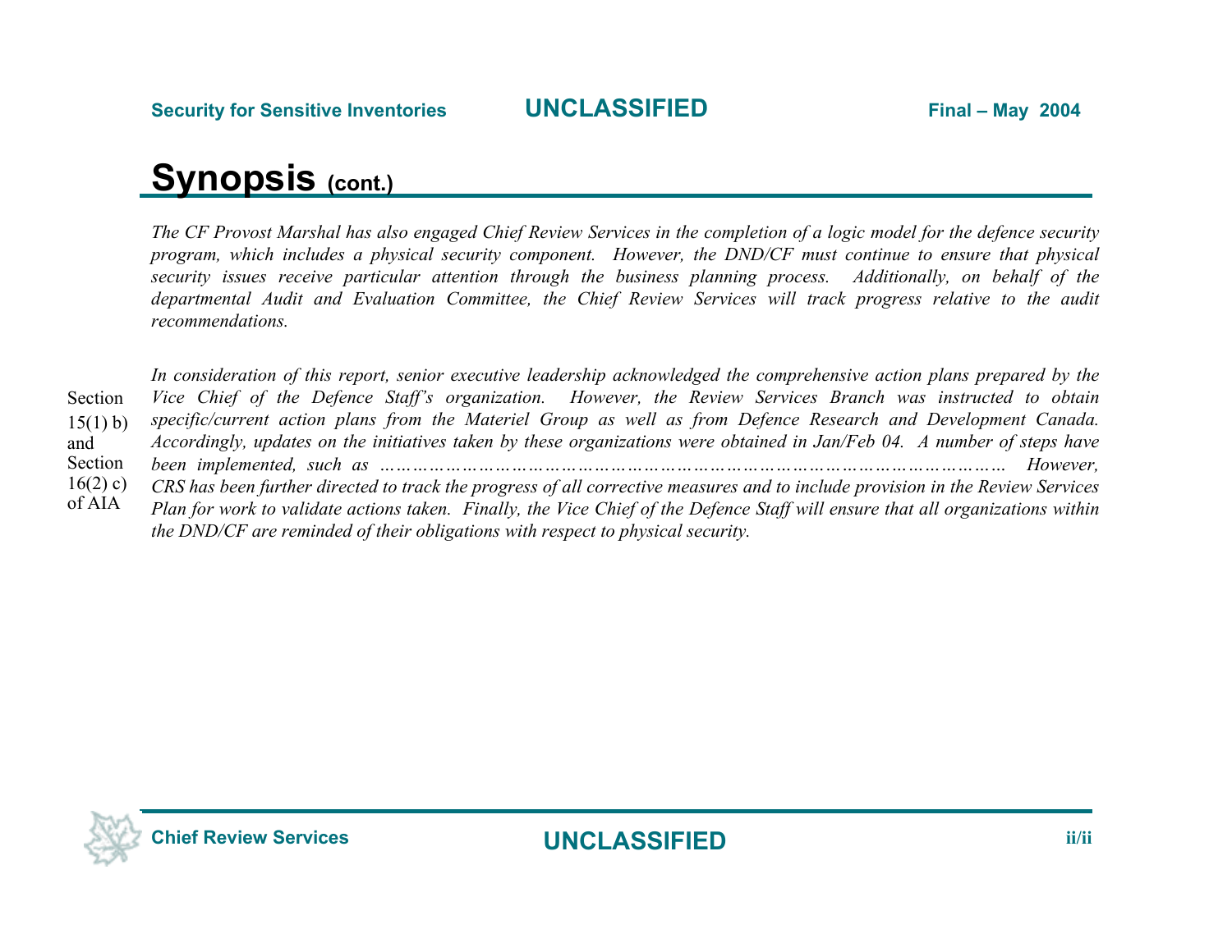# Synopsis (cont.)

*The CF Provost Marshal has also engaged Chief Review Services in the completion of a logic model for the defence security program, which includes a physical security component. However, the DND/CF must continue to ensure that physical security issues receive particular attention through the business planning process. Additionally, on behalf of the departmental Audit and Evaluation Committee, the Chief Review Services will track progress relative to the audit recommendations.*

Section 15(1) b) and Section 16(2) c) of AIA

*In consideration of this report, senior executive leadership acknowledged the comprehensive action plans prepared by the Vice Chief of the Defence Staff's organization. However, the Review Services Branch was instructed to obtain specific/current action plans from the Materiel Group as well as from Defence Research and Development Canada. Accordingly, updates on the initiatives taken by these organizations were obtained in Jan/Feb 04. A number of steps have been implemented, such as ………………………………………………………………………………………… However, CRS has been further directed to track the progress of all corrective measures and to include provision in the Review Services Plan for work to validate actions taken. Finally, the Vice Chief of the Defence Staff will ensure that all organizations within the DND/CF are reminded of their obligations with respect to physical security.*